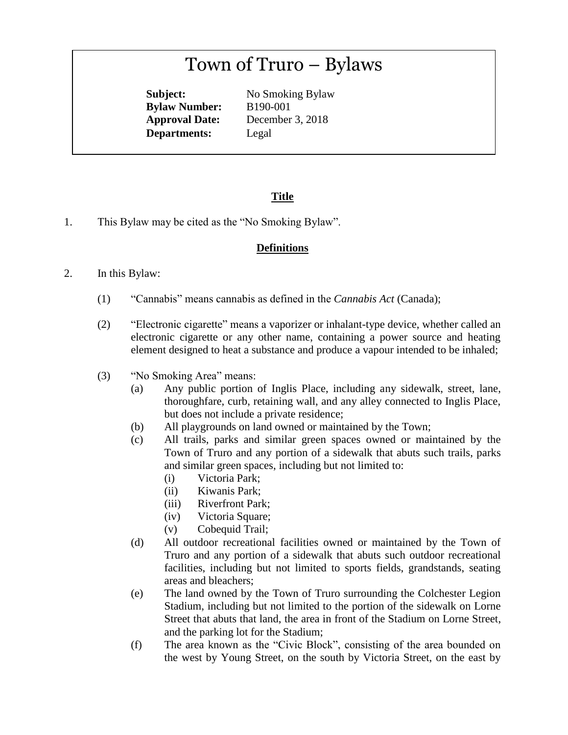# Town of Truro – Bylaws

**Subject:** No Smoking Bylaw
**Bylaw Number:** B190-001
**Approval Date:** December 3, 2018
**Departments:** Legal

## Title

1. This Bylaw may be cited as the "No Smoking Bylaw".

## Definitions

2. In this Bylaw:

   (1) "Cannabis" means cannabis as defined in the *Cannabis Act* (Canada);

   (2) "Electronic cigarette" means a vaporizer or inhalant-type device, whether called an electronic cigarette or any other name, containing a power source and heating element designed to heat a substance and produce a vapour intended to be inhaled;

   (3) "No Smoking Area" means:
      (a) Any public portion of Inglis Place, including any sidewalk, street, lane, thoroughfare, curb, retaining wall, and any alley connected to Inglis Place, but does not include a private residence;
      (b) All playgrounds on land owned or maintained by the Town;
      (c) All trails, parks and similar green spaces owned or maintained by the Town of Truro and any portion of a sidewalk that abuts such trails, parks and similar green spaces, including but not limited to:
         (i) Victoria Park;
         (ii) Kiwanis Park;
         (iii) Riverfront Park;
         (iv) Victoria Square;
         (v) Cobequid Trail;
      (d) All outdoor recreational facilities owned or maintained by the Town of Truro and any portion of a sidewalk that abuts such outdoor recreational facilities, including but not limited to sports fields, grandstands, seating areas and bleachers;
      (e) The land owned by the Town of Truro surrounding the Colchester Legion Stadium, including but not limited to the portion of the sidewalk on Lorne Street that abuts that land, the area in front of the Stadium on Lorne Street, and the parking lot for the Stadium;
      (f) The area known as the "Civic Block", consisting of the area bounded on the west by Young Street, on the south by Victoria Street, on the east by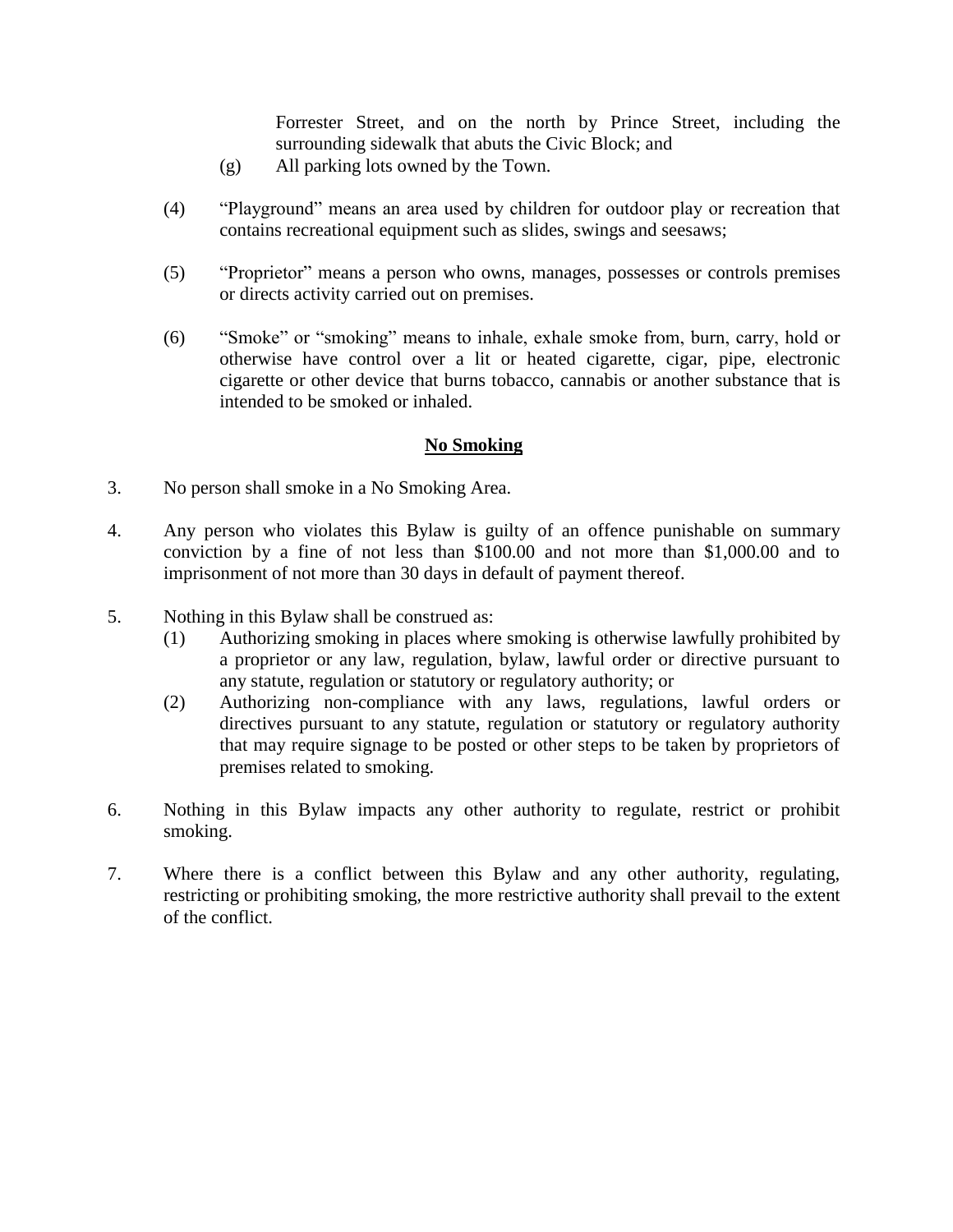Forrester Street, and on the north by Prince Street, including the surrounding sidewalk that abuts the Civic Block; and

(g) All parking lots owned by the Town.

(4) "Playground" means an area used by children for outdoor play or recreation that contains recreational equipment such as slides, swings and seesaws;

(5) "Proprietor" means a person who owns, manages, possesses or controls premises or directs activity carried out on premises.

(6) "Smoke" or "smoking" means to inhale, exhale smoke from, burn, carry, hold or otherwise have control over a lit or heated cigarette, cigar, pipe, electronic cigarette or other device that burns tobacco, cannabis or another substance that is intended to be smoked or inhaled.

## **No Smoking**

3. No person shall smoke in a No Smoking Area.

4. Any person who violates this Bylaw is guilty of an offence punishable on summary conviction by a fine of not less than $100.00 and not more than $1,000.00 and to imprisonment of not more than 30 days in default of payment thereof.

5. Nothing in this Bylaw shall be construed as:
   (1) Authorizing smoking in places where smoking is otherwise lawfully prohibited by a proprietor or any law, regulation, bylaw, lawful order or directive pursuant to any statute, regulation or statutory or regulatory authority; or
   (2) Authorizing non-compliance with any laws, regulations, lawful orders or directives pursuant to any statute, regulation or statutory or regulatory authority that may require signage to be posted or other steps to be taken by proprietors of premises related to smoking.

6. Nothing in this Bylaw impacts any other authority to regulate, restrict or prohibit smoking.

7. Where there is a conflict between this Bylaw and any other authority, regulating, restricting or prohibiting smoking, the more restrictive authority shall prevail to the extent of the conflict.